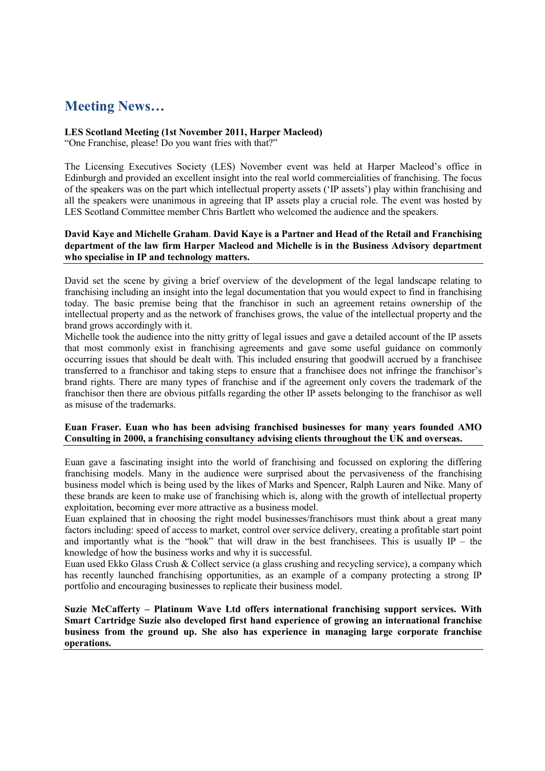# Meeting News…

**LES Scotland Meeting (1st November 2011, Harper Macleod)**
"One Franchise, please! Do you want fries with that?"

The Licensing Executives Society (LES) November event was held at Harper Macleod's office in Edinburgh and provided an excellent insight into the real world commercialities of franchising. The focus of the speakers was on the part which intellectual property assets ('IP assets') play within franchising and all the speakers were unanimous in agreeing that IP assets play a crucial role. The event was hosted by LES Scotland Committee member Chris Bartlett who welcomed the audience and the speakers.

**David Kaye and Michelle Graham**. **David Kaye is a Partner and Head of the Retail and Franchising department of the law firm Harper Macleod and Michelle is in the Business Advisory department who specialise in IP and technology matters.**

David set the scene by giving a brief overview of the development of the legal landscape relating to franchising including an insight into the legal documentation that you would expect to find in franchising today. The basic premise being that the franchisor in such an agreement retains ownership of the intellectual property and as the network of franchises grows, the value of the intellectual property and the brand grows accordingly with it.

Michelle took the audience into the nitty gritty of legal issues and gave a detailed account of the IP assets that most commonly exist in franchising agreements and gave some useful guidance on commonly occurring issues that should be dealt with. This included ensuring that goodwill accrued by a franchisee transferred to a franchisor and taking steps to ensure that a franchisee does not infringe the franchisor's brand rights. There are many types of franchise and if the agreement only covers the trademark of the franchisor then there are obvious pitfalls regarding the other IP assets belonging to the franchisor as well as misuse of the trademarks.

**Euan Fraser. Euan who has been advising franchised businesses for many years founded AMO Consulting in 2000, a franchising consultancy advising clients throughout the UK and overseas.**

Euan gave a fascinating insight into the world of franchising and focussed on exploring the differing franchising models. Many in the audience were surprised about the pervasiveness of the franchising business model which is being used by the likes of Marks and Spencer, Ralph Lauren and Nike. Many of these brands are keen to make use of franchising which is, along with the growth of intellectual property exploitation, becoming ever more attractive as a business model.

Euan explained that in choosing the right model businesses/franchisors must think about a great many factors including: speed of access to market, control over service delivery, creating a profitable start point and importantly what is the "hook" that will draw in the best franchisees. This is usually IP – the knowledge of how the business works and why it is successful.

Euan used Ekko Glass Crush & Collect service (a glass crushing and recycling service), a company which has recently launched franchising opportunities, as an example of a company protecting a strong IP portfolio and encouraging businesses to replicate their business model.

**Suzie McCafferty – Platinum Wave Ltd offers international franchising support services. With Smart Cartridge Suzie also developed first hand experience of growing an international franchise business from the ground up. She also has experience in managing large corporate franchise operations.**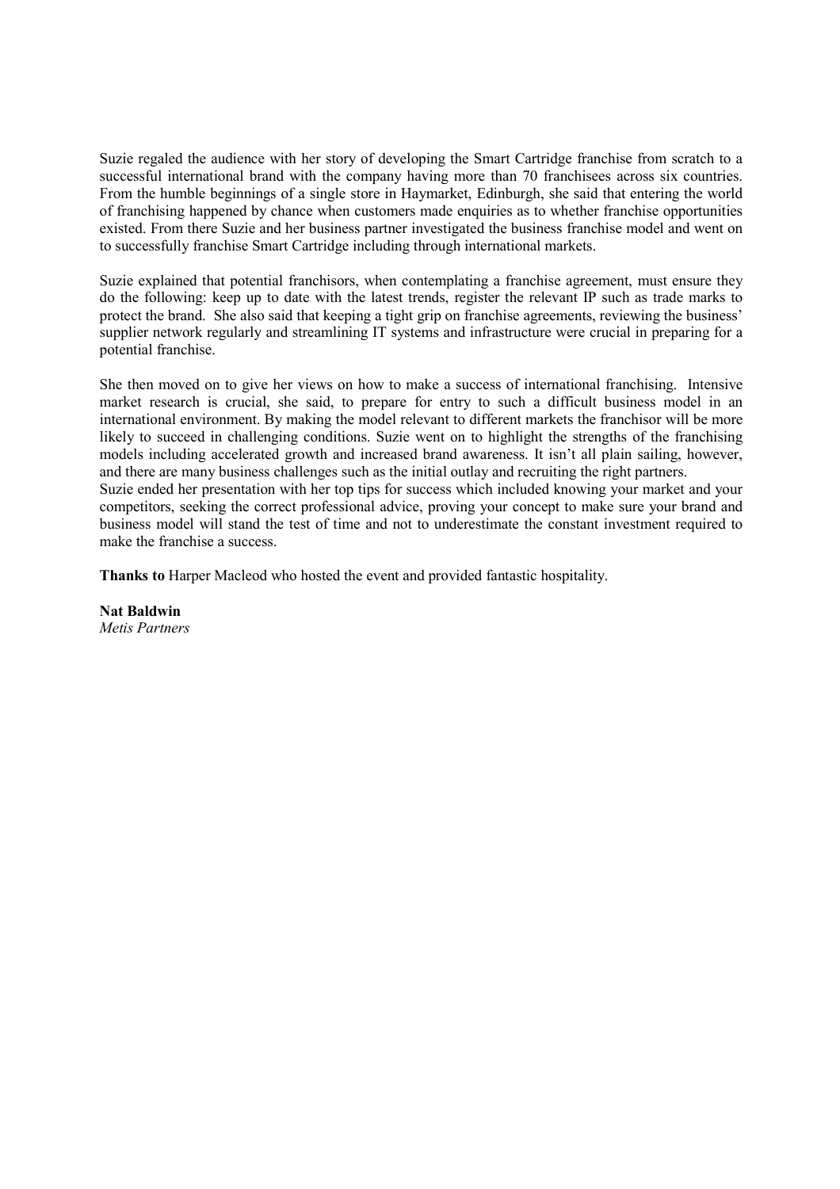Suzie regaled the audience with her story of developing the Smart Cartridge franchise from scratch to a successful international brand with the company having more than 70 franchisees across six countries. From the humble beginnings of a single store in Haymarket, Edinburgh, she said that entering the world of franchising happened by chance when customers made enquiries as to whether franchise opportunities existed. From there Suzie and her business partner investigated the business franchise model and went on to successfully franchise Smart Cartridge including through international markets.

Suzie explained that potential franchisors, when contemplating a franchise agreement, must ensure they do the following: keep up to date with the latest trends, register the relevant IP such as trade marks to protect the brand. She also said that keeping a tight grip on franchise agreements, reviewing the business' supplier network regularly and streamlining IT systems and infrastructure were crucial in preparing for a potential franchise.

She then moved on to give her views on how to make a success of international franchising. Intensive market research is crucial, she said, to prepare for entry to such a difficult business model in an international environment. By making the model relevant to different markets the franchisor will be more likely to succeed in challenging conditions. Suzie went on to highlight the strengths of the franchising models including accelerated growth and increased brand awareness. It isn't all plain sailing, however, and there are many business challenges such as the initial outlay and recruiting the right partners.

Suzie ended her presentation with her top tips for success which included knowing your market and your competitors, seeking the correct professional advice, proving your concept to make sure your brand and business model will stand the test of time and not to underestimate the constant investment required to make the franchise a success.

**Thanks to** Harper Macleod who hosted the event and provided fantastic hospitality.

**Nat Baldwin**
*Metis Partners*